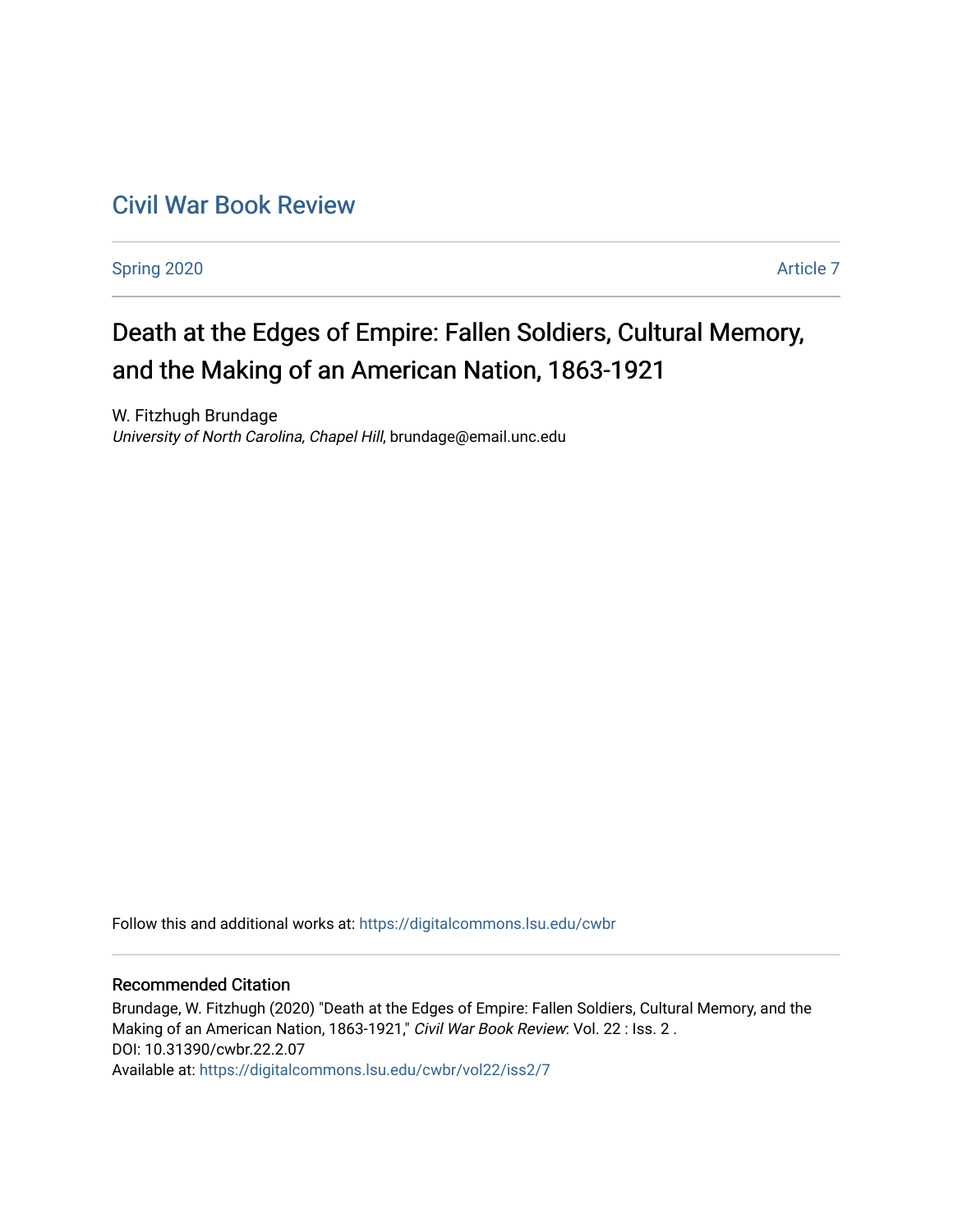# Civil War Book Review

Spring 2020 Article 7

## Death at the Edges of Empire: Fallen Soldiers, Cultural Memory, and the Making of an American Nation, 1863-1921

W. Fitzhugh Brundage
*University of North Carolina, Chapel Hill*, brundage@email.unc.edu

Follow this and additional works at: https://digitalcommons.lsu.edu/cwbr

### Recommended Citation

Brundage, W. Fitzhugh (2020) "Death at the Edges of Empire: Fallen Soldiers, Cultural Memory, and the Making of an American Nation, 1863-1921," *Civil War Book Review*: Vol. 22 : Iss. 2 .
DOI: 10.31390/cwbr.22.2.07
Available at: https://digitalcommons.lsu.edu/cwbr/vol22/iss2/7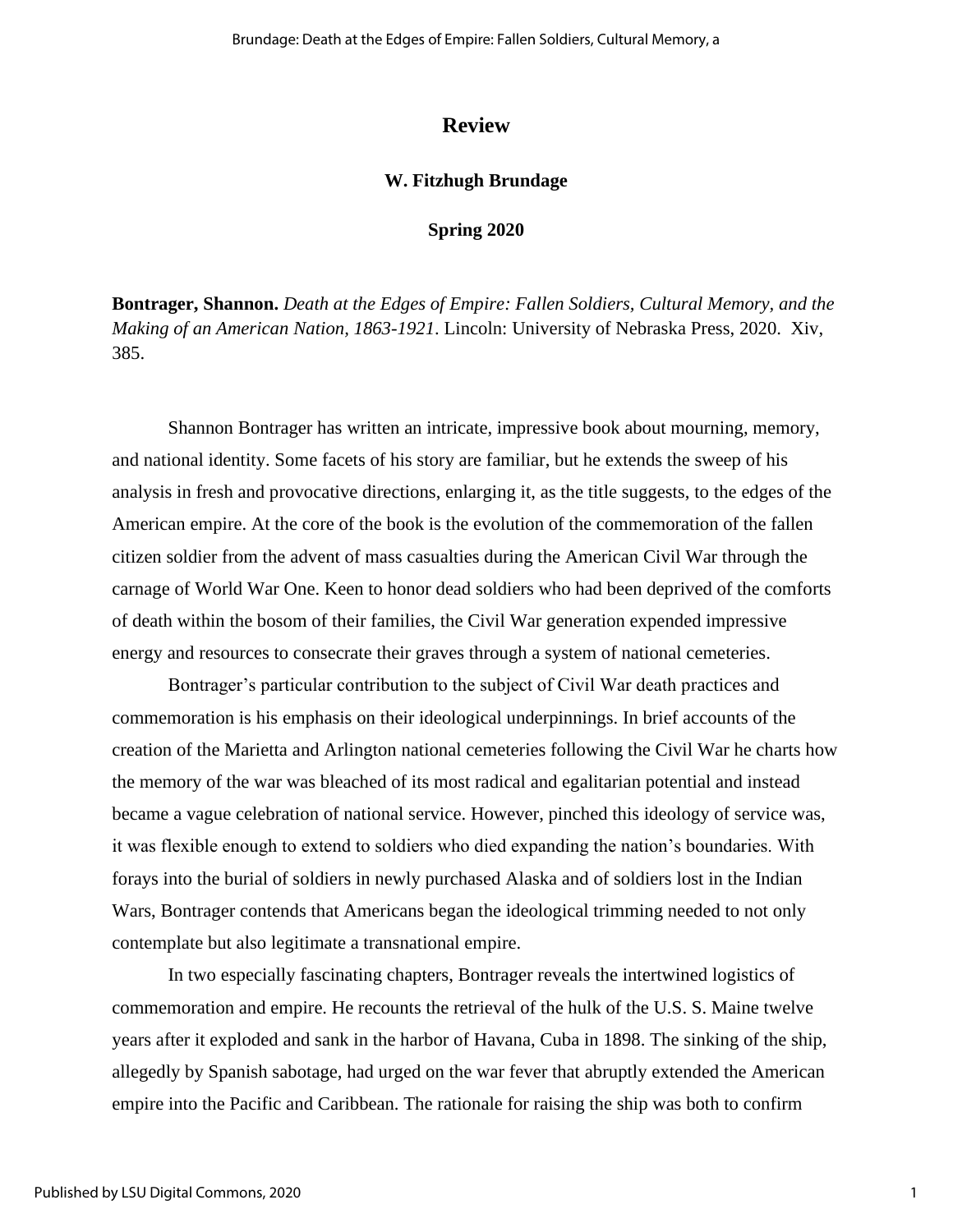# Review

**W. Fitzhugh Brundage**

**Spring 2020**

**Bontrager, Shannon.** *Death at the Edges of Empire: Fallen Soldiers, Cultural Memory, and the Making of an American Nation, 1863-1921*. Lincoln: University of Nebraska Press, 2020. Xiv, 385.

Shannon Bontrager has written an intricate, impressive book about mourning, memory, and national identity. Some facets of his story are familiar, but he extends the sweep of his analysis in fresh and provocative directions, enlarging it, as the title suggests, to the edges of the American empire. At the core of the book is the evolution of the commemoration of the fallen citizen soldier from the advent of mass casualties during the American Civil War through the carnage of World War One. Keen to honor dead soldiers who had been deprived of the comforts of death within the bosom of their families, the Civil War generation expended impressive energy and resources to consecrate their graves through a system of national cemeteries.

Bontrager's particular contribution to the subject of Civil War death practices and commemoration is his emphasis on their ideological underpinnings. In brief accounts of the creation of the Marietta and Arlington national cemeteries following the Civil War he charts how the memory of the war was bleached of its most radical and egalitarian potential and instead became a vague celebration of national service. However, pinched this ideology of service was, it was flexible enough to extend to soldiers who died expanding the nation's boundaries. With forays into the burial of soldiers in newly purchased Alaska and of soldiers lost in the Indian Wars, Bontrager contends that Americans began the ideological trimming needed to not only contemplate but also legitimate a transnational empire.

In two especially fascinating chapters, Bontrager reveals the intertwined logistics of commemoration and empire. He recounts the retrieval of the hulk of the U.S. S. Maine twelve years after it exploded and sank in the harbor of Havana, Cuba in 1898. The sinking of the ship, allegedly by Spanish sabotage, had urged on the war fever that abruptly extended the American empire into the Pacific and Caribbean. The rationale for raising the ship was both to confirm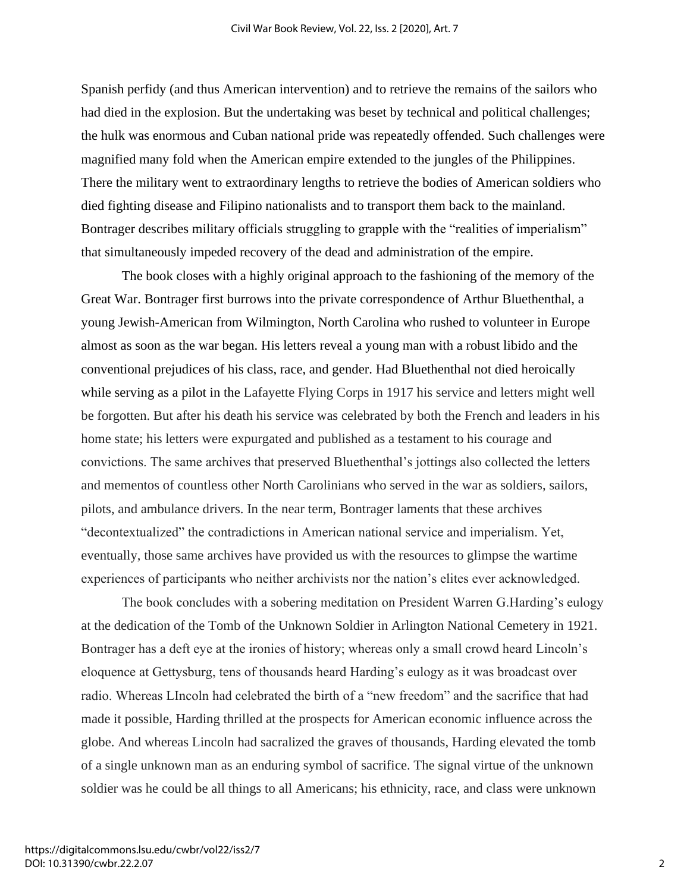Spanish perfidy (and thus American intervention) and to retrieve the remains of the sailors who had died in the explosion. But the undertaking was beset by technical and political challenges; the hulk was enormous and Cuban national pride was repeatedly offended. Such challenges were magnified many fold when the American empire extended to the jungles of the Philippines. There the military went to extraordinary lengths to retrieve the bodies of American soldiers who died fighting disease and Filipino nationalists and to transport them back to the mainland. Bontrager describes military officials struggling to grapple with the "realities of imperialism" that simultaneously impeded recovery of the dead and administration of the empire.

The book closes with a highly original approach to the fashioning of the memory of the Great War. Bontrager first burrows into the private correspondence of Arthur Bluethenthal, a young Jewish-American from Wilmington, North Carolina who rushed to volunteer in Europe almost as soon as the war began. His letters reveal a young man with a robust libido and the conventional prejudices of his class, race, and gender. Had Bluethenthal not died heroically while serving as a pilot in the Lafayette Flying Corps in 1917 his service and letters might well be forgotten. But after his death his service was celebrated by both the French and leaders in his home state; his letters were expurgated and published as a testament to his courage and convictions. The same archives that preserved Bluethenthal's jottings also collected the letters and mementos of countless other North Carolinians who served in the war as soldiers, sailors, pilots, and ambulance drivers. In the near term, Bontrager laments that these archives "decontextualized" the contradictions in American national service and imperialism. Yet, eventually, those same archives have provided us with the resources to glimpse the wartime experiences of participants who neither archivists nor the nation's elites ever acknowledged.

The book concludes with a sobering meditation on President Warren G.Harding's eulogy at the dedication of the Tomb of the Unknown Soldier in Arlington National Cemetery in 1921. Bontrager has a deft eye at the ironies of history; whereas only a small crowd heard Lincoln's eloquence at Gettysburg, tens of thousands heard Harding's eulogy as it was broadcast over radio. Whereas LIncoln had celebrated the birth of a "new freedom" and the sacrifice that had made it possible, Harding thrilled at the prospects for American economic influence across the globe. And whereas Lincoln had sacralized the graves of thousands, Harding elevated the tomb of a single unknown man as an enduring symbol of sacrifice. The signal virtue of the unknown soldier was he could be all things to all Americans; his ethnicity, race, and class were unknown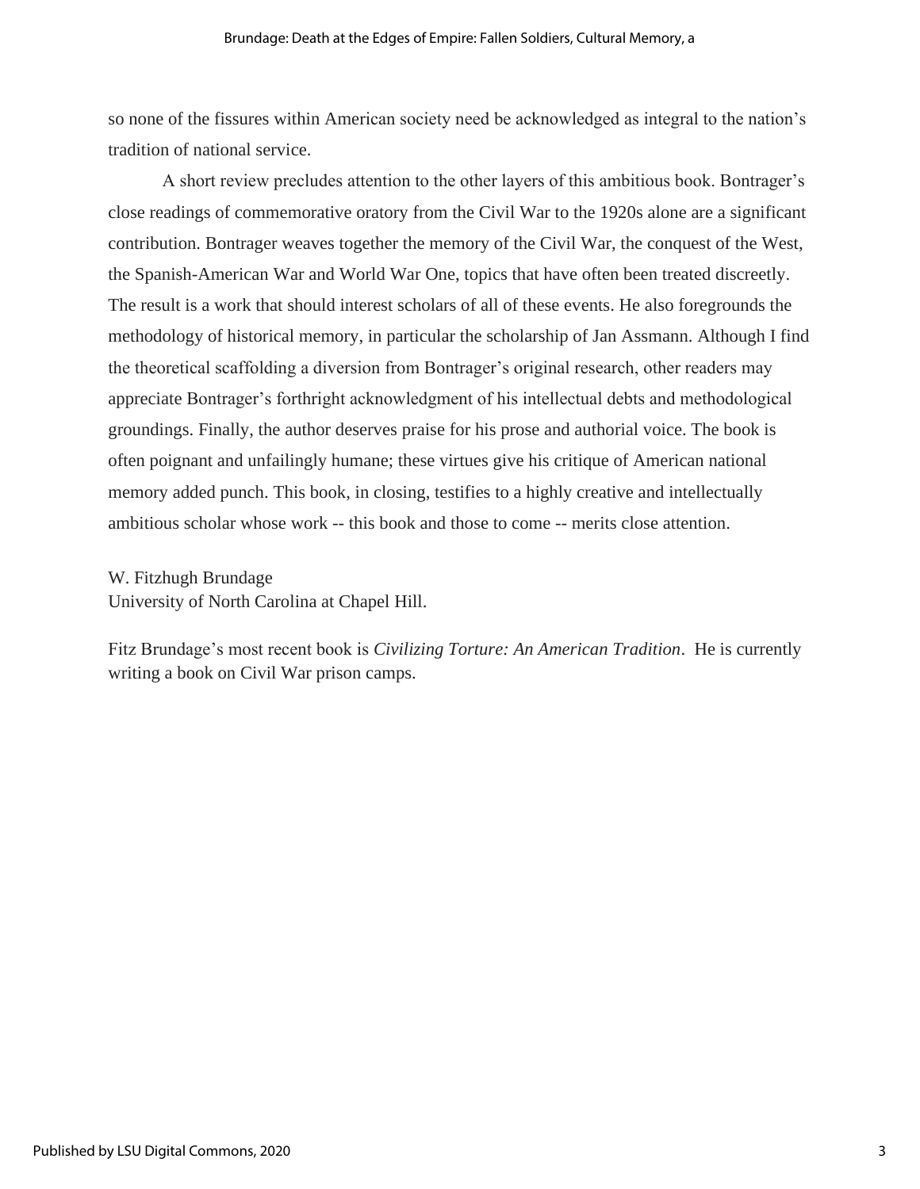so none of the fissures within American society need be acknowledged as integral to the nation's tradition of national service.

A short review precludes attention to the other layers of this ambitious book. Bontrager's close readings of commemorative oratory from the Civil War to the 1920s alone are a significant contribution. Bontrager weaves together the memory of the Civil War, the conquest of the West, the Spanish-American War and World War One, topics that have often been treated discreetly. The result is a work that should interest scholars of all of these events. He also foregrounds the methodology of historical memory, in particular the scholarship of Jan Assmann. Although I find the theoretical scaffolding a diversion from Bontrager's original research, other readers may appreciate Bontrager's forthright acknowledgment of his intellectual debts and methodological groundings. Finally, the author deserves praise for his prose and authorial voice. The book is often poignant and unfailingly humane; these virtues give his critique of American national memory added punch. This book, in closing, testifies to a highly creative and intellectually ambitious scholar whose work -- this book and those to come -- merits close attention.

W. Fitzhugh Brundage
University of North Carolina at Chapel Hill.

Fitz Brundage's most recent book is *Civilizing Torture: An American Tradition*. He is currently writing a book on Civil War prison camps.